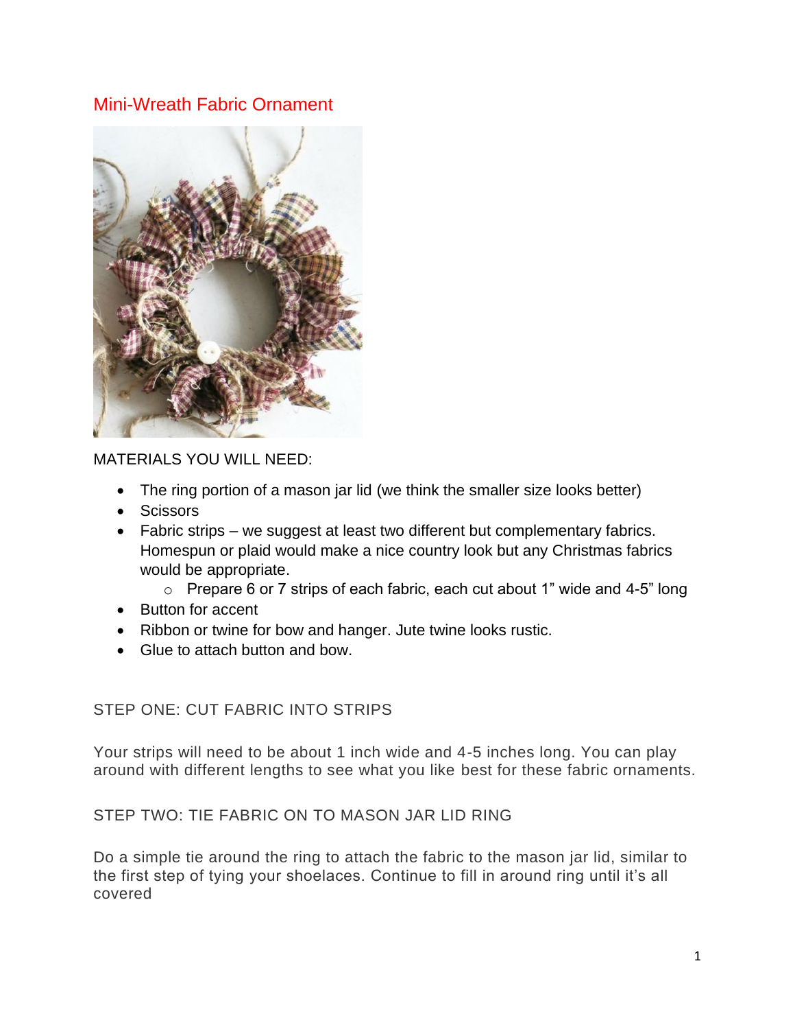# Mini-Wreath Fabric Ornament

MATERIALS YOU WILL NEED:

- The ring portion of a mason jar lid (we think the smaller size looks better)
- Scissors
- Fabric strips – we suggest at least two different but complementary fabrics. Homespun or plaid would make a nice country look but any Christmas fabrics would be appropriate.
  - Prepare 6 or 7 strips of each fabric, each cut about 1" wide and 4-5" long
- Button for accent
- Ribbon or twine for bow and hanger. Jute twine looks rustic.
- Glue to attach button and bow.

## STEP ONE: CUT FABRIC INTO STRIPS

Your strips will need to be about 1 inch wide and 4-5 inches long. You can play around with different lengths to see what you like best for these fabric ornaments.

## STEP TWO: TIE FABRIC ON TO MASON JAR LID RING

Do a simple tie around the ring to attach the fabric to the mason jar lid, similar to the first step of tying your shoelaces. Continue to fill in around ring until it's all covered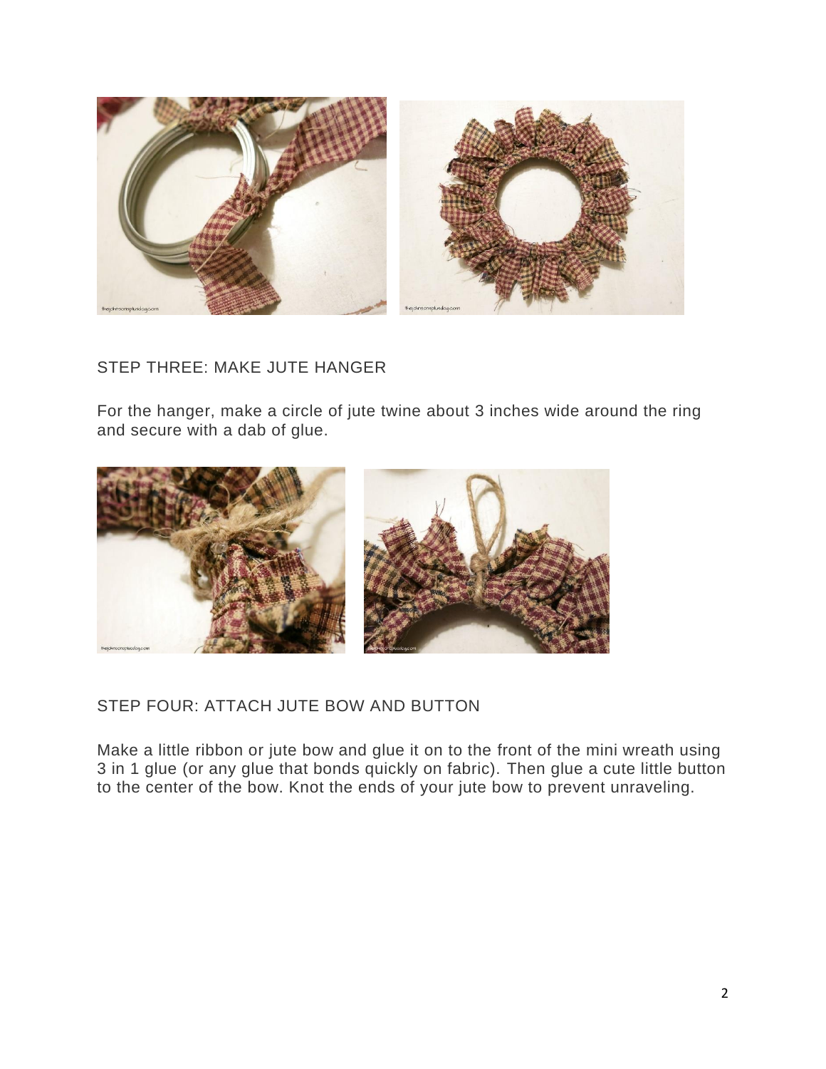## STEP THREE: MAKE JUTE HANGER

For the hanger, make a circle of jute twine about 3 inches wide around the ring and secure with a dab of glue.

## STEP FOUR: ATTACH JUTE BOW AND BUTTON

Make a little ribbon or jute bow and glue it on to the front of the mini wreath using 3 in 1 glue (or any glue that bonds quickly on fabric). Then glue a cute little button to the center of the bow. Knot the ends of your jute bow to prevent unraveling.